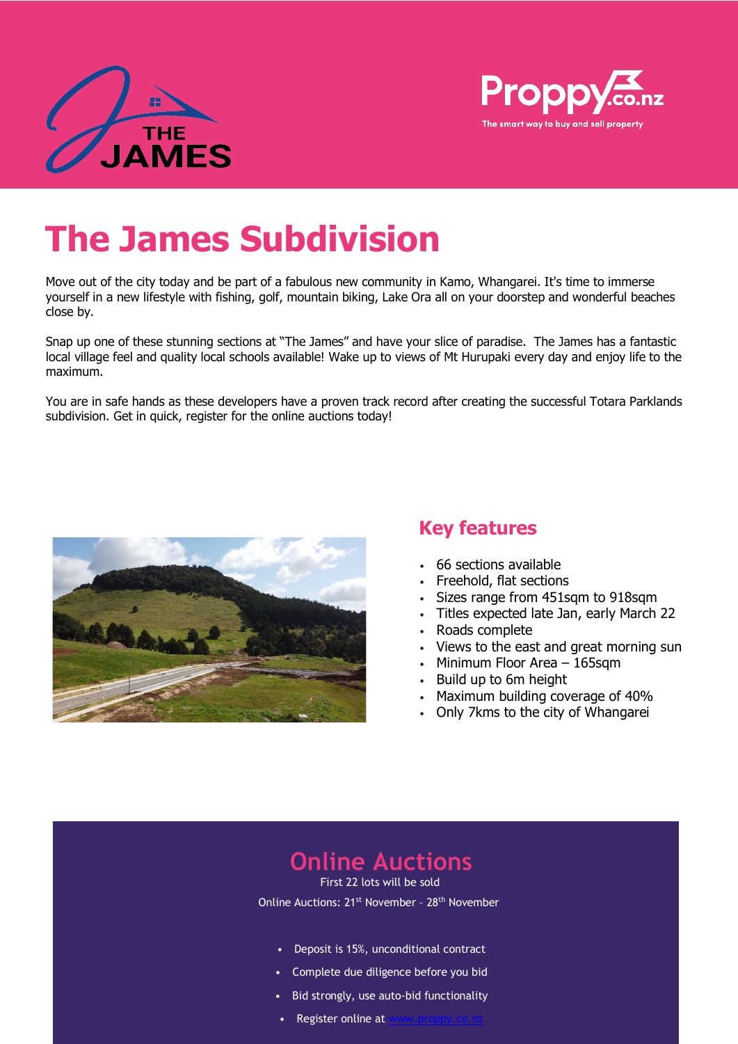# The James Subdivision

Move out of the city today and be part of a fabulous new community in Kamo, Whangarei. It's time to immerse yourself in a new lifestyle with fishing, golf, mountain biking, Lake Ora all on your doorstep and wonderful beaches close by.

Snap up one of these stunning sections at "The James" and have your slice of paradise. The James has a fantastic local village feel and quality local schools available! Wake up to views of Mt Hurupaki every day and enjoy life to the maximum.

You are in safe hands as these developers have a proven track record after creating the successful Totara Parklands subdivision. Get in quick, register for the online auctions today!

## Key features

- 66 sections available
- Freehold, flat sections
- Sizes range from 451sqm to 918sqm
- Titles expected late Jan, early March 22
- Roads complete
- Views to the east and great morning sun
- Minimum Floor Area – 165sqm
- Build up to 6m height
- Maximum building coverage of 40%
- Only 7kms to the city of Whangarei

## Online Auctions

First 22 lots will be sold

Online Auctions: 21st November – 28th November

- Deposit is 15%, unconditional contract
- Complete due diligence before you bid
- Bid strongly, use auto-bid functionality
- Register online at www.proppy.co.nz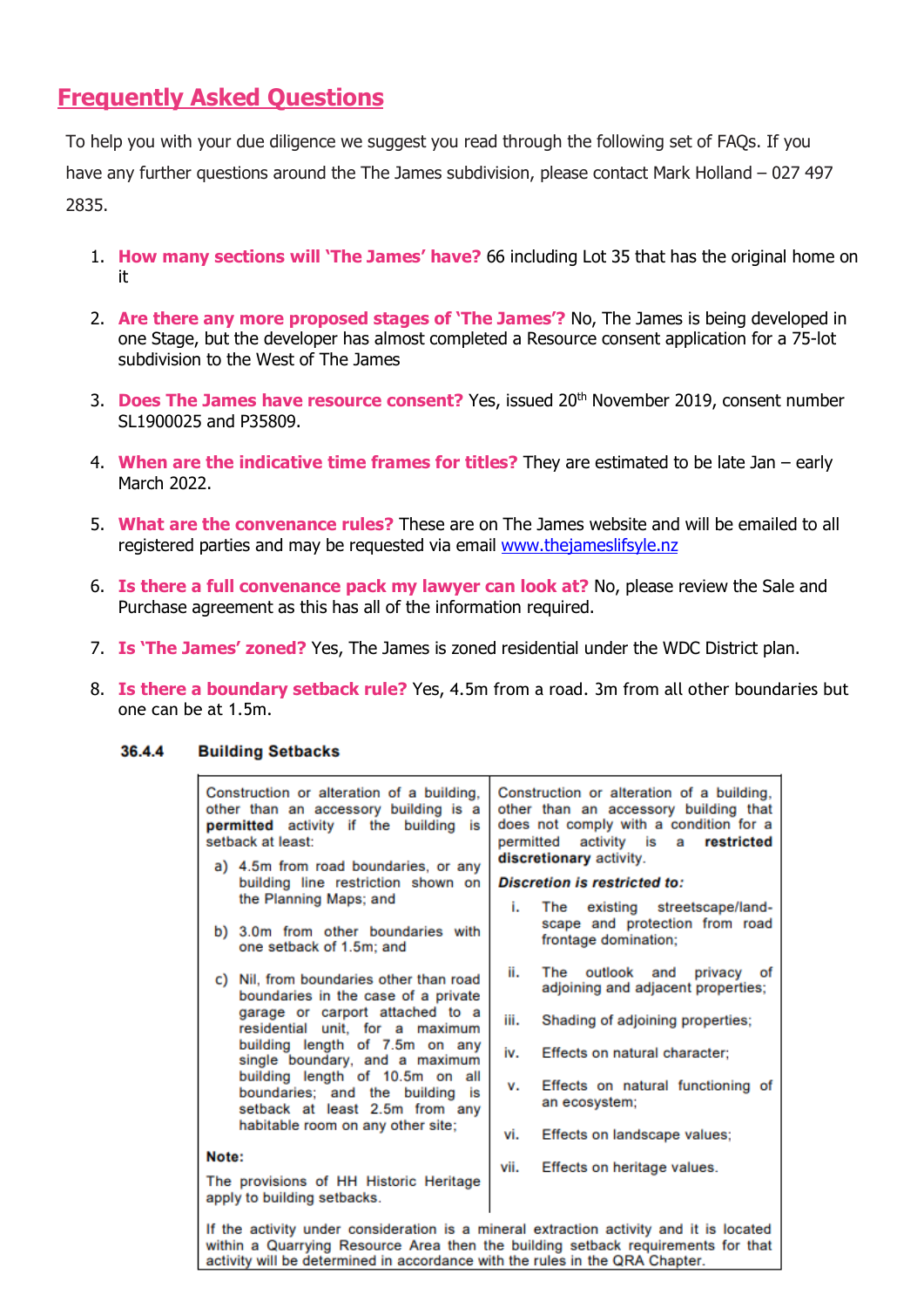## Frequently Asked Questions

To help you with your due diligence we suggest you read through the following set of FAQs. If you have any further questions around the The James subdivision, please contact Mark Holland – 027 497 2835.

1. **How many sections will 'The James' have?** 66 including Lot 35 that has the original home on it
2. **Are there any more proposed stages of 'The James'?** No, The James is being developed in one Stage, but the developer has almost completed a Resource consent application for a 75-lot subdivision to the West of The James
3. **Does The James have resource consent?** Yes, issued 20th November 2019, consent number SL1900025 and P35809.
4. **When are the indicative time frames for titles?** They are estimated to be late Jan – early March 2022.
5. **What are the convenance rules?** These are on The James website and will be emailed to all registered parties and may be requested via email [www.thejameslifsyle.nz](www.thejameslifsyle.nz)
6. **Is there a full convenance pack my lawyer can look at?** No, please review the Sale and Purchase agreement as this has all of the information required.
7. **Is 'The James' zoned?** Yes, The James is zoned residential under the WDC District plan.
8. **Is there a boundary setback rule?** Yes, 4.5m from a road. 3m from all other boundaries but one can be at 1.5m.

**36.4.4 Building Setbacks**

| | |
|---|---|
| Construction or alteration of a building, other than an accessory building is a **permitted** activity if the building is setback at least:<br>a) 4.5m from road boundaries, or any building line restriction shown on the Planning Maps; and<br>b) 3.0m from other boundaries with one setback of 1.5m; and<br>c) Nil, from boundaries other than road boundaries in the case of a private garage or carport attached to a residential unit, for a maximum building length of 7.5m on any single boundary, and a maximum building length of 10.5m on all boundaries; and the building is setback at least 2.5m from any habitable room on any other site;<br>**Note:**<br>The provisions of HH Historic Heritage apply to building setbacks. | Construction or alteration of a building, other than an accessory building that does not comply with a condition for a permitted activity is a **restricted discretionary** activity.<br>***Discretion is restricted to:***<br>i. The existing streetscape/land-scape and protection from road frontage domination;<br>ii. The outlook and privacy of adjoining and adjacent properties;<br>iii. Shading of adjoining properties;<br>iv. Effects on natural character;<br>v. Effects on natural functioning of an ecosystem;<br>vi. Effects on landscape values;<br>vii. Effects on heritage values. |
| If the activity under consideration is a mineral extraction activity and it is located within a Quarrying Resource Area then the building setback requirements for that activity will be determined in accordance with the rules in the QRA Chapter. | |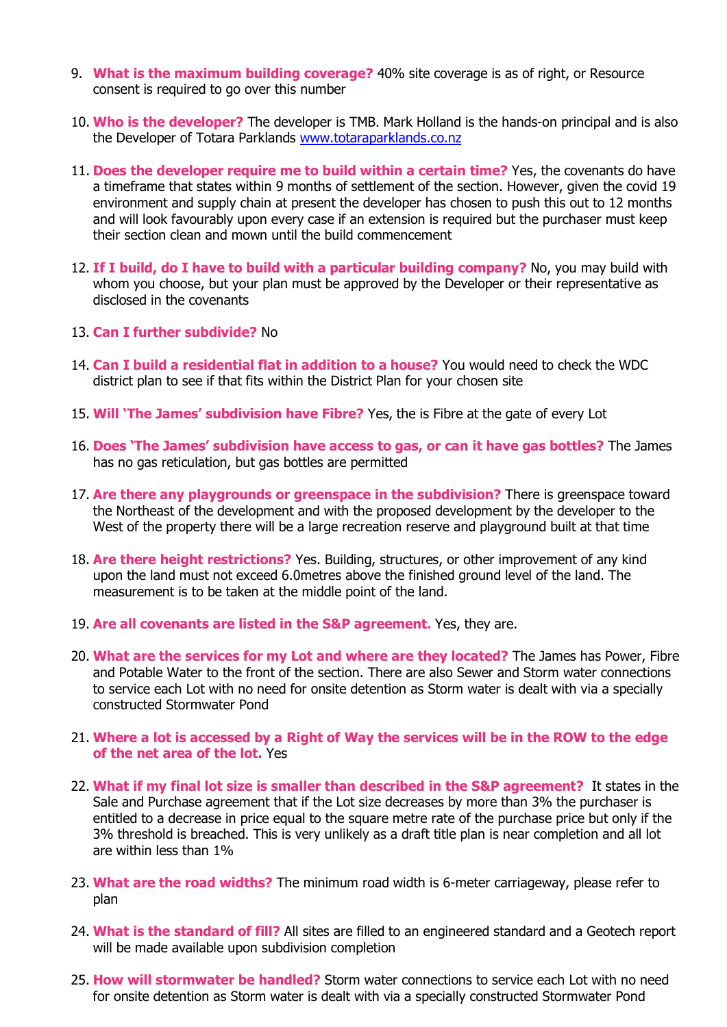9. **What is the maximum building coverage?** 40% site coverage is as of right, or Resource consent is required to go over this number

10. **Who is the developer?** The developer is TMB. Mark Holland is the hands-on principal and is also the Developer of Totara Parklands [www.totaraparklands.co.nz](http://www.totaraparklands.co.nz)

11. **Does the developer require me to build within a certain time?** Yes, the covenants do have a timeframe that states within 9 months of settlement of the section. However, given the covid 19 environment and supply chain at present the developer has chosen to push this out to 12 months and will look favourably upon every case if an extension is required but the purchaser must keep their section clean and mown until the build commencement

12. **If I build, do I have to build with a particular building company?** No, you may build with whom you choose, but your plan must be approved by the Developer or their representative as disclosed in the covenants

13. **Can I further subdivide?** No

14. **Can I build a residential flat in addition to a house?** You would need to check the WDC district plan to see if that fits within the District Plan for your chosen site

15. **Will 'The James' subdivision have Fibre?** Yes, the is Fibre at the gate of every Lot

16. **Does 'The James' subdivision have access to gas, or can it have gas bottles?** The James has no gas reticulation, but gas bottles are permitted

17. **Are there any playgrounds or greenspace in the subdivision?** There is greenspace toward the Northeast of the development and with the proposed development by the developer to the West of the property there will be a large recreation reserve and playground built at that time

18. **Are there height restrictions?** Yes. Building, structures, or other improvement of any kind upon the land must not exceed 6.0metres above the finished ground level of the land. The measurement is to be taken at the middle point of the land.

19. **Are all covenants are listed in the S&P agreement.** Yes, they are.

20. **What are the services for my Lot and where are they located?** The James has Power, Fibre and Potable Water to the front of the section. There are also Sewer and Storm water connections to service each Lot with no need for onsite detention as Storm water is dealt with via a specially constructed Stormwater Pond

21. **Where a lot is accessed by a Right of Way the services will be in the ROW to the edge of the net area of the lot.** Yes

22. **What if my final lot size is smaller than described in the S&P agreement?** It states in the Sale and Purchase agreement that if the Lot size decreases by more than 3% the purchaser is entitled to a decrease in price equal to the square metre rate of the purchase price but only if the 3% threshold is breached. This is very unlikely as a draft title plan is near completion and all lot are within less than 1%

23. **What are the road widths?** The minimum road width is 6-meter carriageway, please refer to plan

24. **What is the standard of fill?** All sites are filled to an engineered standard and a Geotech report will be made available upon subdivision completion

25. **How will stormwater be handled?** Storm water connections to service each Lot with no need for onsite detention as Storm water is dealt with via a specially constructed Stormwater Pond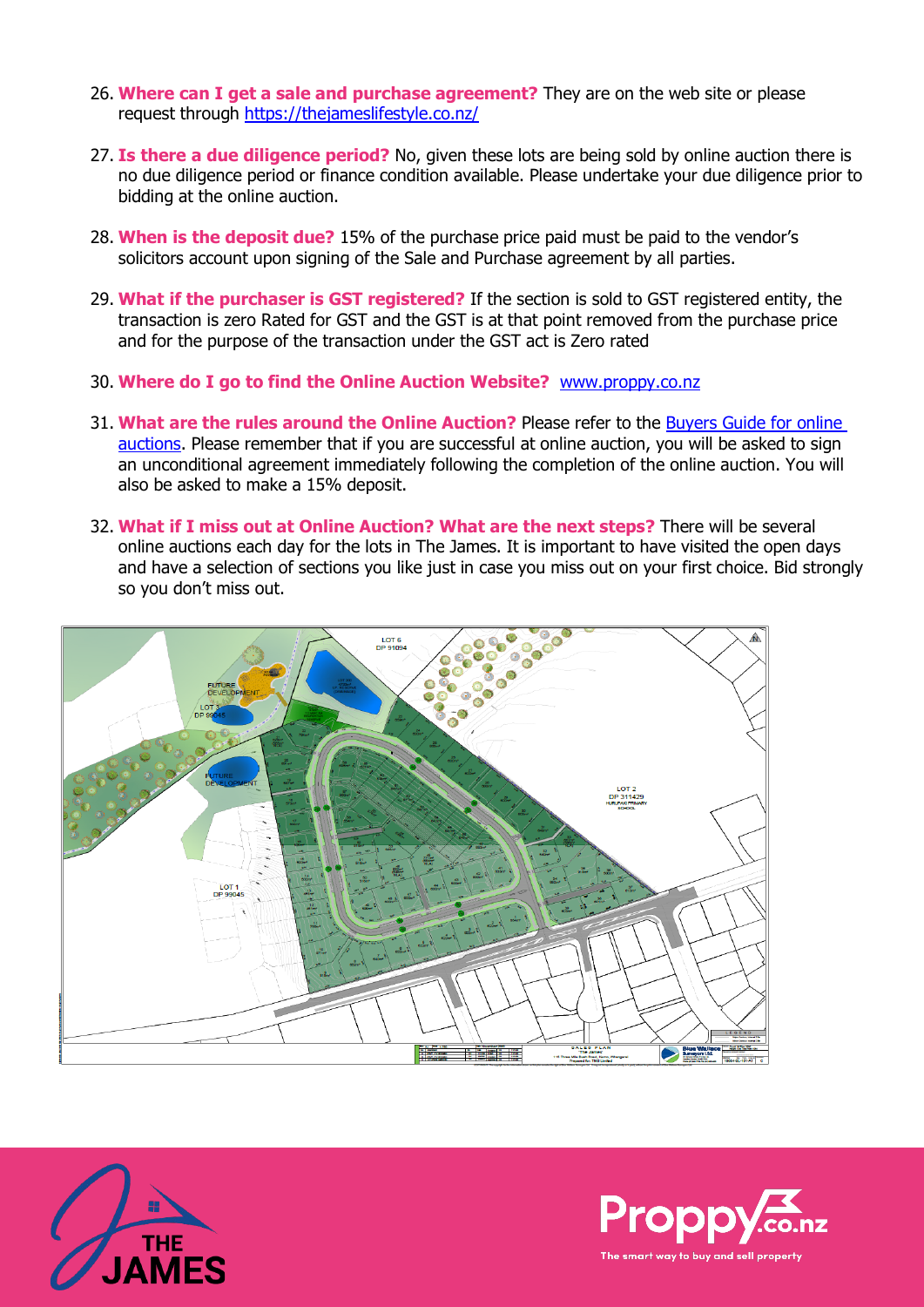26. **Where can I get a sale and purchase agreement?** They are on the web site or please request through [https://thejameslifestyle.co.nz/](https://thejameslifestyle.co.nz/)

27. **Is there a due diligence period?** No, given these lots are being sold by online auction there is no due diligence period or finance condition available. Please undertake your due diligence prior to bidding at the online auction.

28. **When is the deposit due?** 15% of the purchase price paid must be paid to the vendor's solicitors account upon signing of the Sale and Purchase agreement by all parties.

29. **What if the purchaser is GST registered?** If the section is sold to GST registered entity, the transaction is zero Rated for GST and the GST is at that point removed from the purchase price and for the purpose of the transaction under the GST act is Zero rated

30. **Where do I go to find the Online Auction Website?** [www.proppy.co.nz](www.proppy.co.nz)

31. **What are the rules around the Online Auction?** Please refer to the [Buyers Guide for online auctions](). Please remember that if you are successful at online auction, you will be asked to sign an unconditional agreement immediately following the completion of the online auction. You will also be asked to make a 15% deposit.

32. **What if I miss out at Online Auction? What are the next steps?** There will be several online auctions each day for the lots in The James. It is important to have visited the open days and have a selection of sections you like just in case you miss out on your first choice. Bid strongly so you don't miss out.

LOT 6
DP 91094

FUTURE DEVELOPMENT

LOT 3
DP 99045

FUTURE DEVELOPMENT

LOT 2
DP 311429
HURUPAKI PRIMARY SCHOOL

LOT 1
DP 99045

SALES PLAN

THE JAMES

Proppy.co.nz
The smart way to buy and sell property